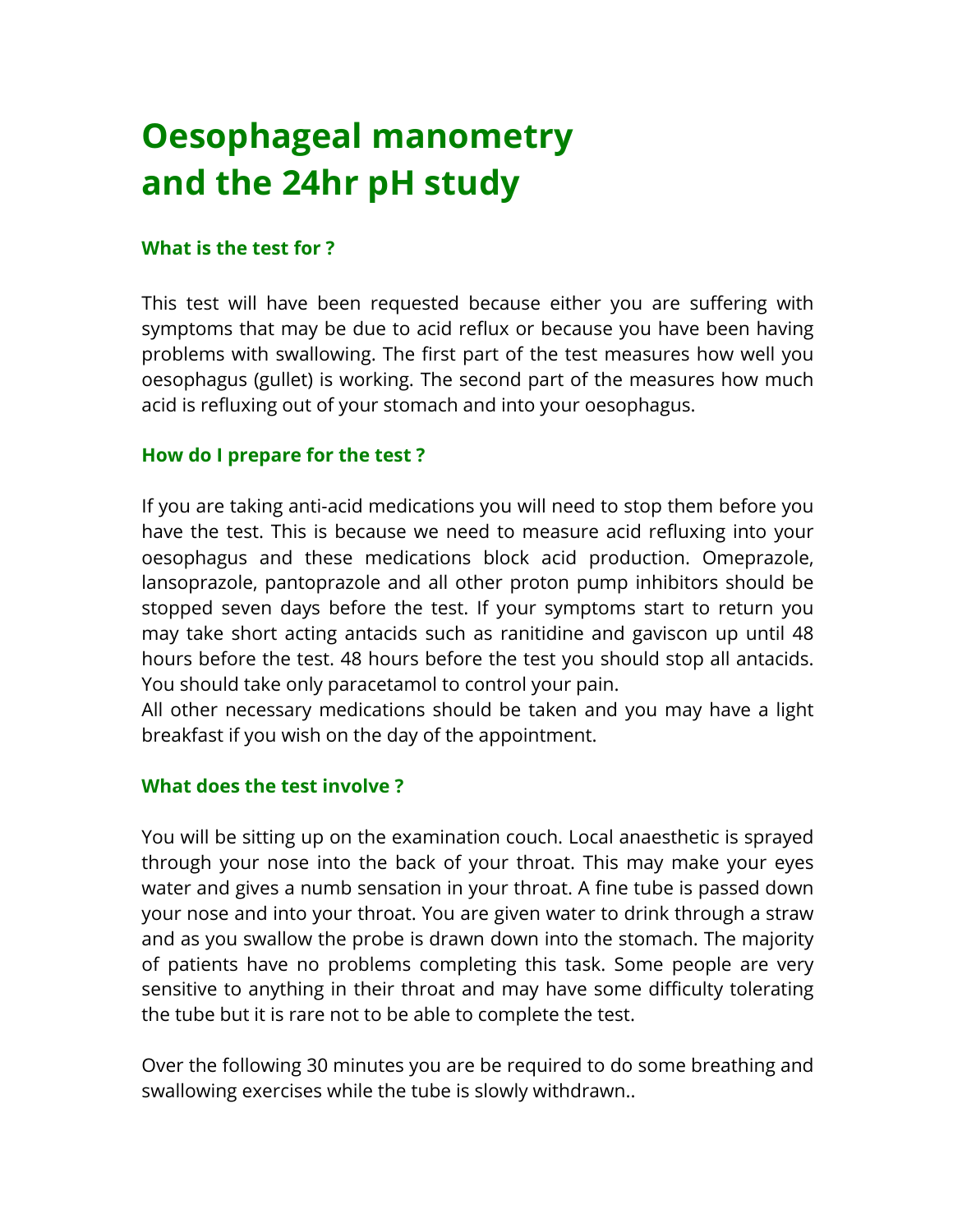# Oesophageal manometry and the 24hr pH study

### What is the test for ?

This test will have been requested because either you are suffering with symptoms that may be due to acid reflux or because you have been having problems with swallowing. The first part of the test measures how well you oesophagus (gullet) is working. The second part of the measures how much acid is refluxing out of your stomach and into your oesophagus.

### How do I prepare for the test ?

If you are taking anti-acid medications you will need to stop them before you have the test. This is because we need to measure acid refluxing into your oesophagus and these medications block acid production. Omeprazole, lansoprazole, pantoprazole and all other proton pump inhibitors should be stopped seven days before the test. If your symptoms start to return you may take short acting antacids such as ranitidine and gaviscon up until 48 hours before the test. 48 hours before the test you should stop all antacids. You should take only paracetamol to control your pain.
All other necessary medications should be taken and you may have a light breakfast if you wish on the day of the appointment.

### What does the test involve ?

You will be sitting up on the examination couch. Local anaesthetic is sprayed through your nose into the back of your throat. This may make your eyes water and gives a numb sensation in your throat. A fine tube is passed down your nose and into your throat. You are given water to drink through a straw and as you swallow the probe is drawn down into the stomach. The majority of patients have no problems completing this task. Some people are very sensitive to anything in their throat and may have some difficulty tolerating the tube but it is rare not to be able to complete the test.

Over the following 30 minutes you are be required to do some breathing and swallowing exercises while the tube is slowly withdrawn..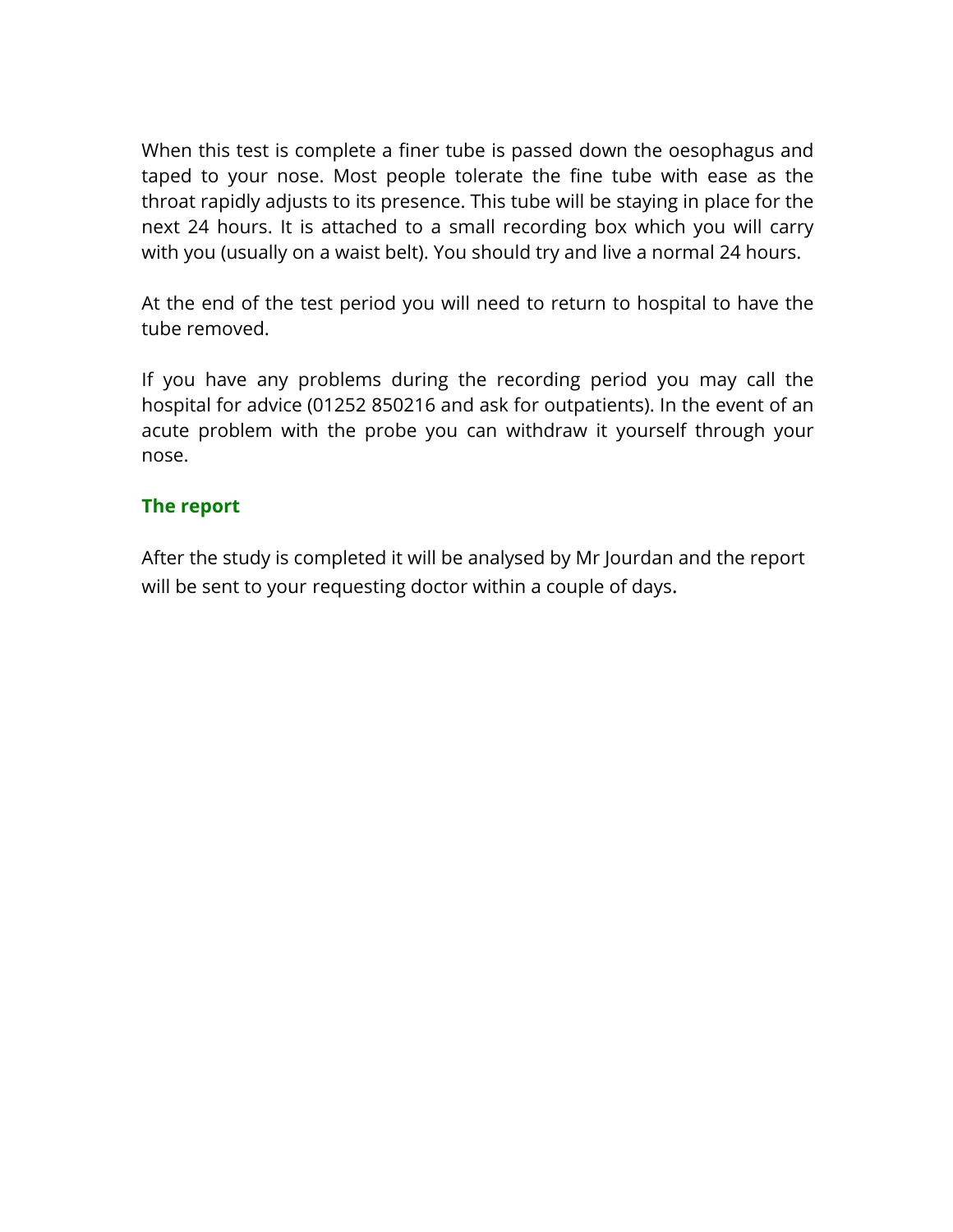When this test is complete a finer tube is passed down the oesophagus and taped to your nose. Most people tolerate the fine tube with ease as the throat rapidly adjusts to its presence. This tube will be staying in place for the next 24 hours. It is attached to a small recording box which you will carry with you (usually on a waist belt). You should try and live a normal 24 hours.

At the end of the test period you will need to return to hospital to have the tube removed.

If you have any problems during the recording period you may call the hospital for advice (01252 850216 and ask for outpatients). In the event of an acute problem with the probe you can withdraw it yourself through your nose.

## The report

After the study is completed it will be analysed by Mr Jourdan and the report will be sent to your requesting doctor within a couple of days.